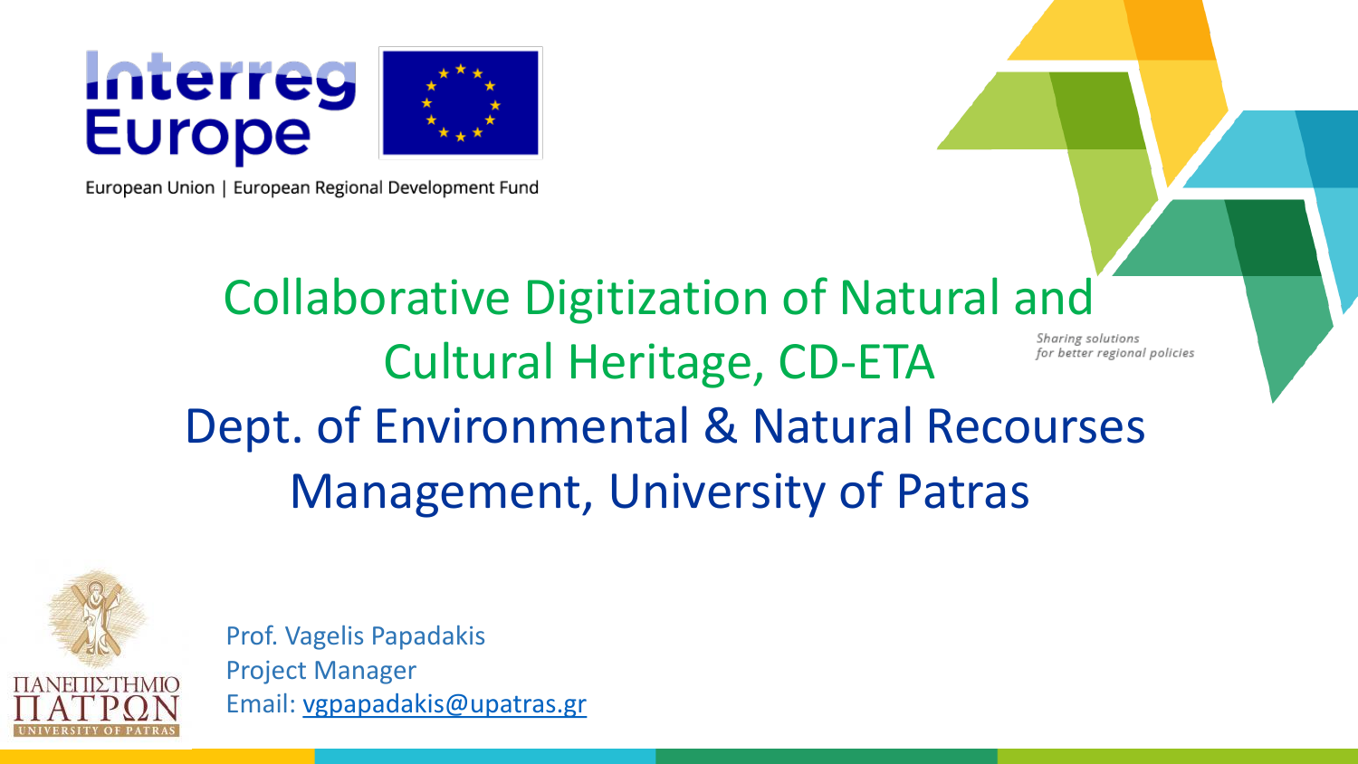Interreg Europe

European Union | European Regional Development Fund

# Collaborative Digitization of Natural and Cultural Heritage, CD-ETA

*Sharing solutions for better regional policies*

## Dept. of Environmental & Natural Recourses Management, University of Patras

ΠΑΝΕΠΙΣΤΗΜΙΟ ΠΑΤΡΩΝ
UNIVERSITY OF PATRAS

Prof. Vagelis Papadakis
Project Manager
Email: vgpapadakis@upatras.gr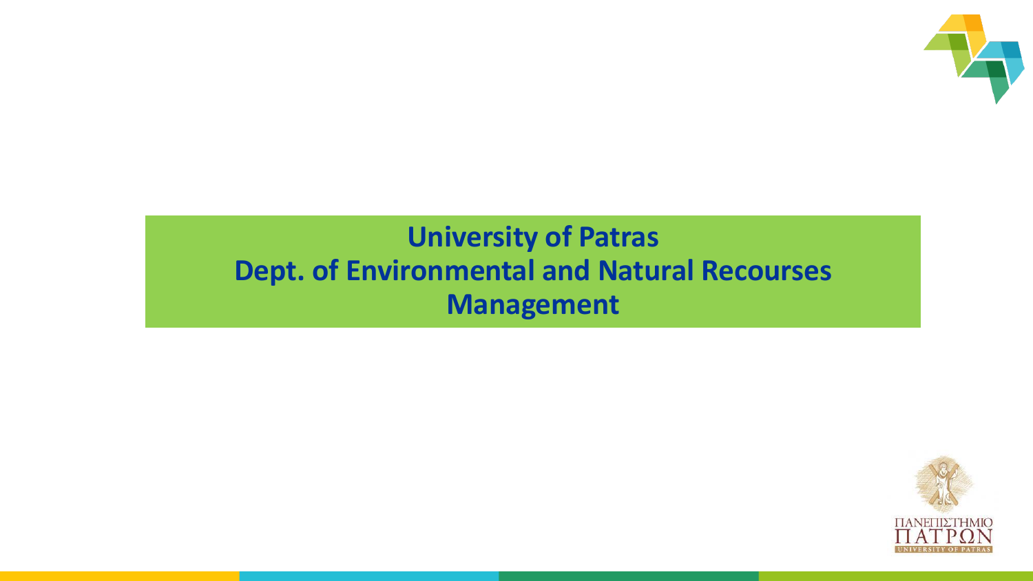**University of Patras**
**Dept. of Environmental and Natural Recourses Management**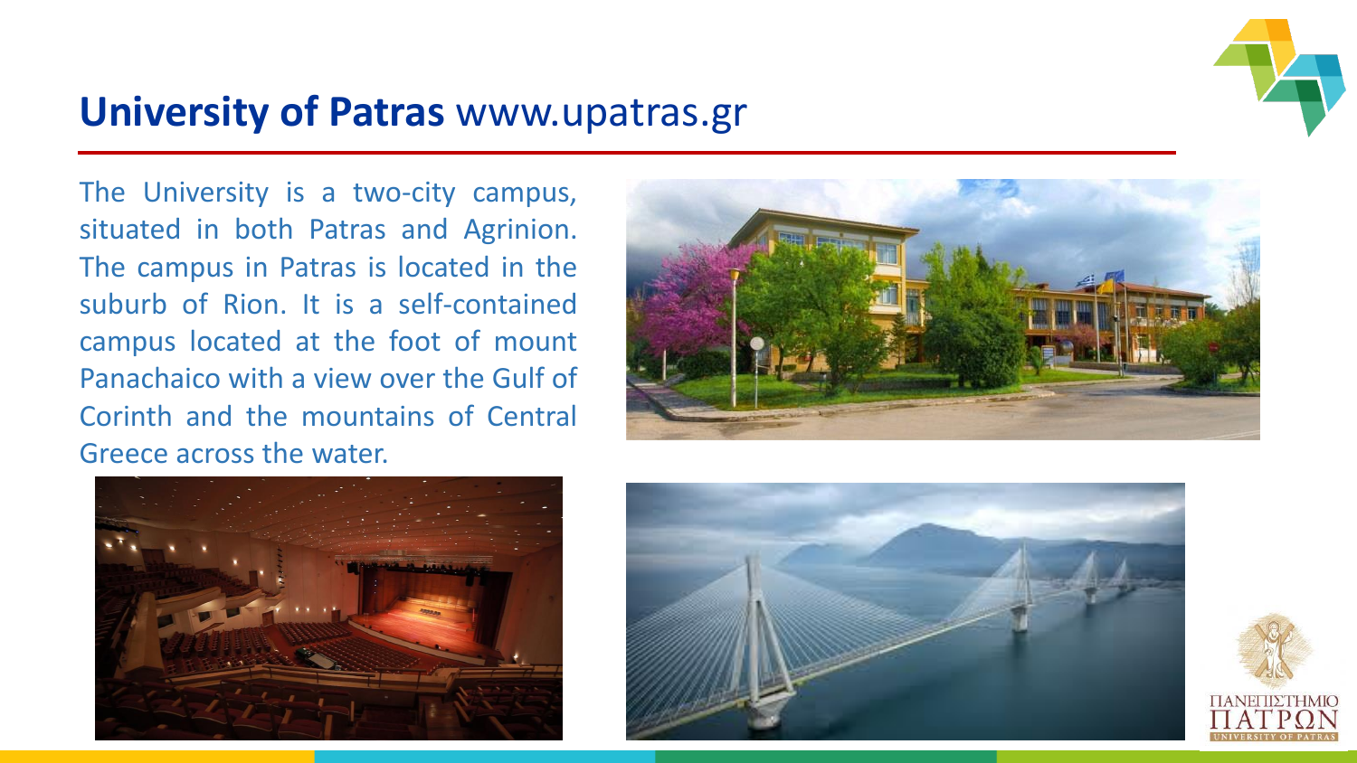# **University of Patras** www.upatras.gr

The University is a two-city campus, situated in both Patras and Agrinion. The campus in Patras is located in the suburb of Rion. It is a self-contained campus located at the foot of mount Panachaico with a view over the Gulf of Corinth and the mountains of Central Greece across the water.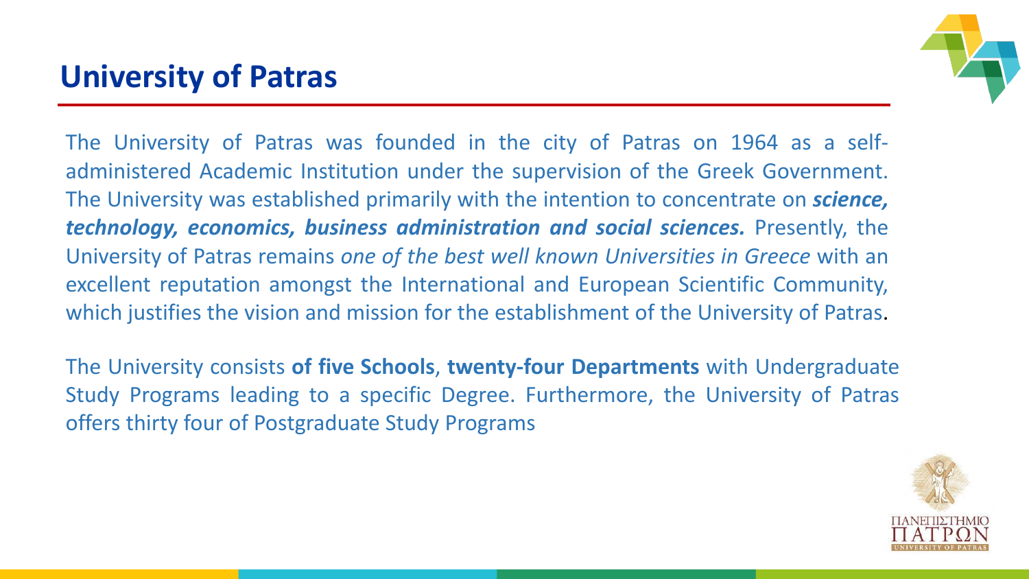# University of Patras

The University of Patras was founded in the city of Patras on 1964 as a self-administered Academic Institution under the supervision of the Greek Government. The University was established primarily with the intention to concentrate on ***science, technology, economics, business administration and social sciences.*** Presently, the University of Patras remains *one of the best well known Universities in Greece* with an excellent reputation amongst the International and European Scientific Community, which justifies the vision and mission for the establishment of the University of Patras.

The University consists **of five Schools**, **twenty-four Departments** with Undergraduate Study Programs leading to a specific Degree. Furthermore, the University of Patras offers thirty four of Postgraduate Study Programs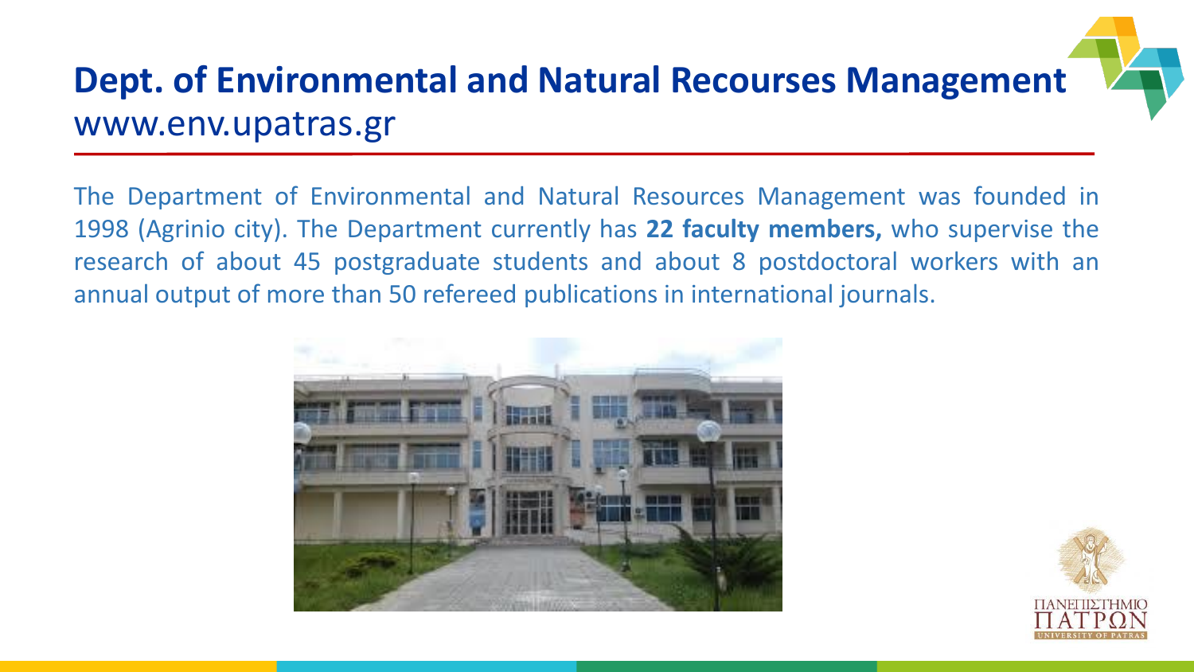# Dept. of Environmental and Natural Recourses Management

www.env.upatras.gr

The Department of Environmental and Natural Resources Management was founded in 1998 (Agrinio city). The Department currently has **22 faculty members,** who supervise the research of about 45 postgraduate students and about 8 postdoctoral workers with an annual output of more than 50 refereed publications in international journals.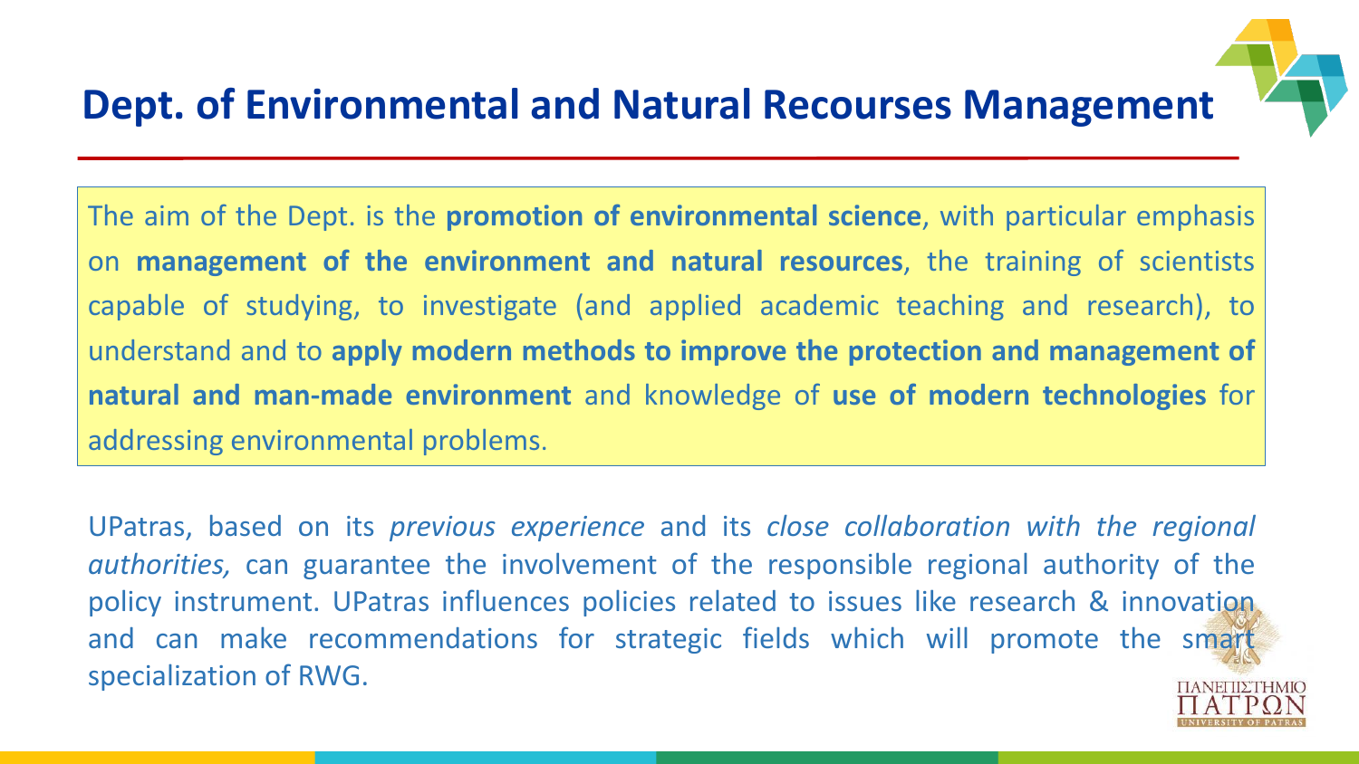# Dept. of Environmental and Natural Recourses Management

The aim of the Dept. is the **promotion of environmental science**, with particular emphasis on **management of the environment and natural resources**, the training of scientists capable of studying, to investigate (and applied academic teaching and research), to understand and to **apply modern methods to improve the protection and management of natural and man-made environment** and knowledge of **use of modern technologies** for addressing environmental problems.

UPatras, based on its *previous experience* and its *close collaboration with the regional authorities,* can guarantee the involvement of the responsible regional authority of the policy instrument. UPatras influences policies related to issues like research & innovation and can make recommendations for strategic fields which will promote the smart specialization of RWG.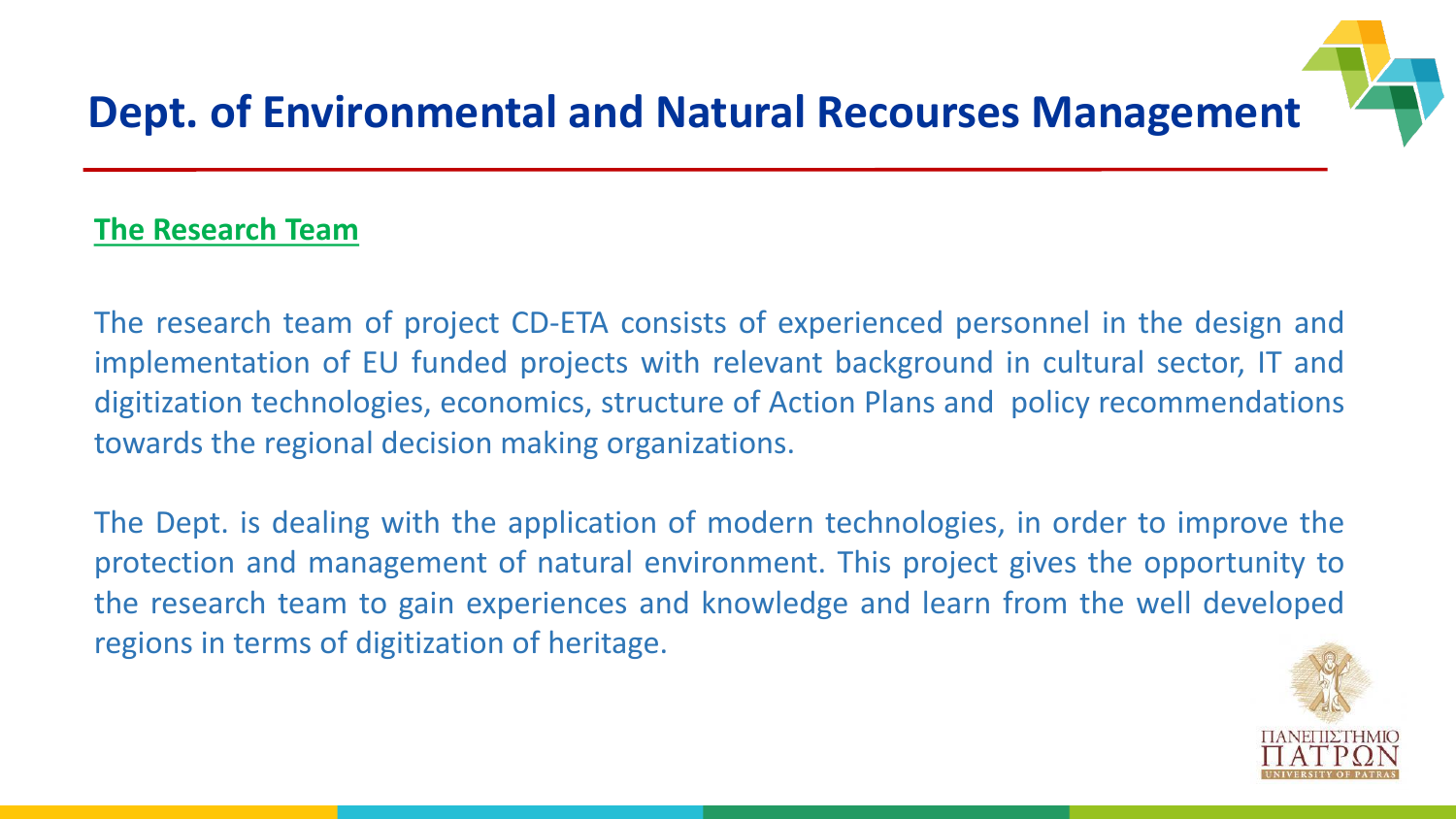# Dept. of Environmental and Natural Recourses Management

## The Research Team

The research team of project CD-ETA consists of experienced personnel in the design and implementation of EU funded projects with relevant background in cultural sector, IT and digitization technologies, economics, structure of Action Plans and policy recommendations towards the regional decision making organizations.

The Dept. is dealing with the application of modern technologies, in order to improve the protection and management of natural environment. This project gives the opportunity to the research team to gain experiences and knowledge and learn from the well developed regions in terms of digitization of heritage.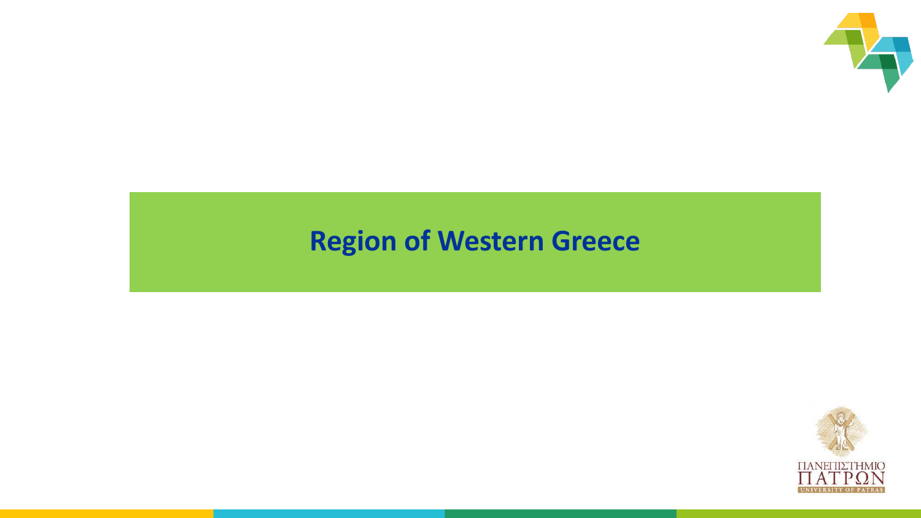# Region of Western Greece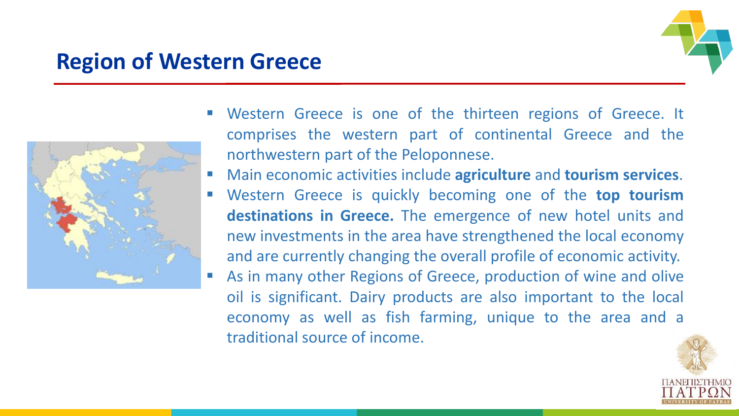## Region of Western Greece

- Western Greece is one of the thirteen regions of Greece. It comprises the western part of continental Greece and the northwestern part of the Peloponnese.
- Main economic activities include **agriculture** and **tourism services**.
- Western Greece is quickly becoming one of the **top tourism destinations in Greece.** The emergence of new hotel units and new investments in the area have strengthened the local economy and are currently changing the overall profile of economic activity.
- As in many other Regions of Greece, production of wine and olive oil is significant. Dairy products are also important to the local economy as well as fish farming, unique to the area and a traditional source of income.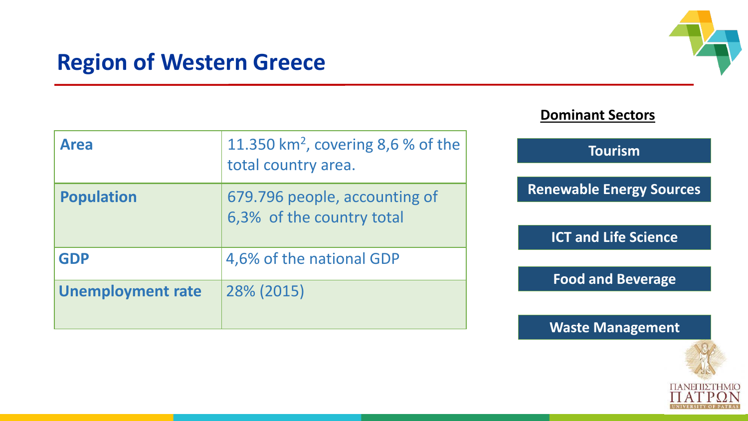# Region of Western Greece

| Area | 11.350 $km^2$, covering 8,6 % of the total country area. |
|---|---|
| Population | 679.796 people, accounting of 6,3% of the total country total |
| GDP | 4,6% of the national GDP |
| Unemployment rate | 28% (2015) |

**Dominant Sectors**

- **Tourism**
- **Renewable Energy Sources**
- **ICT and Life Science**
- **Food and Beverage**
- **Waste Management**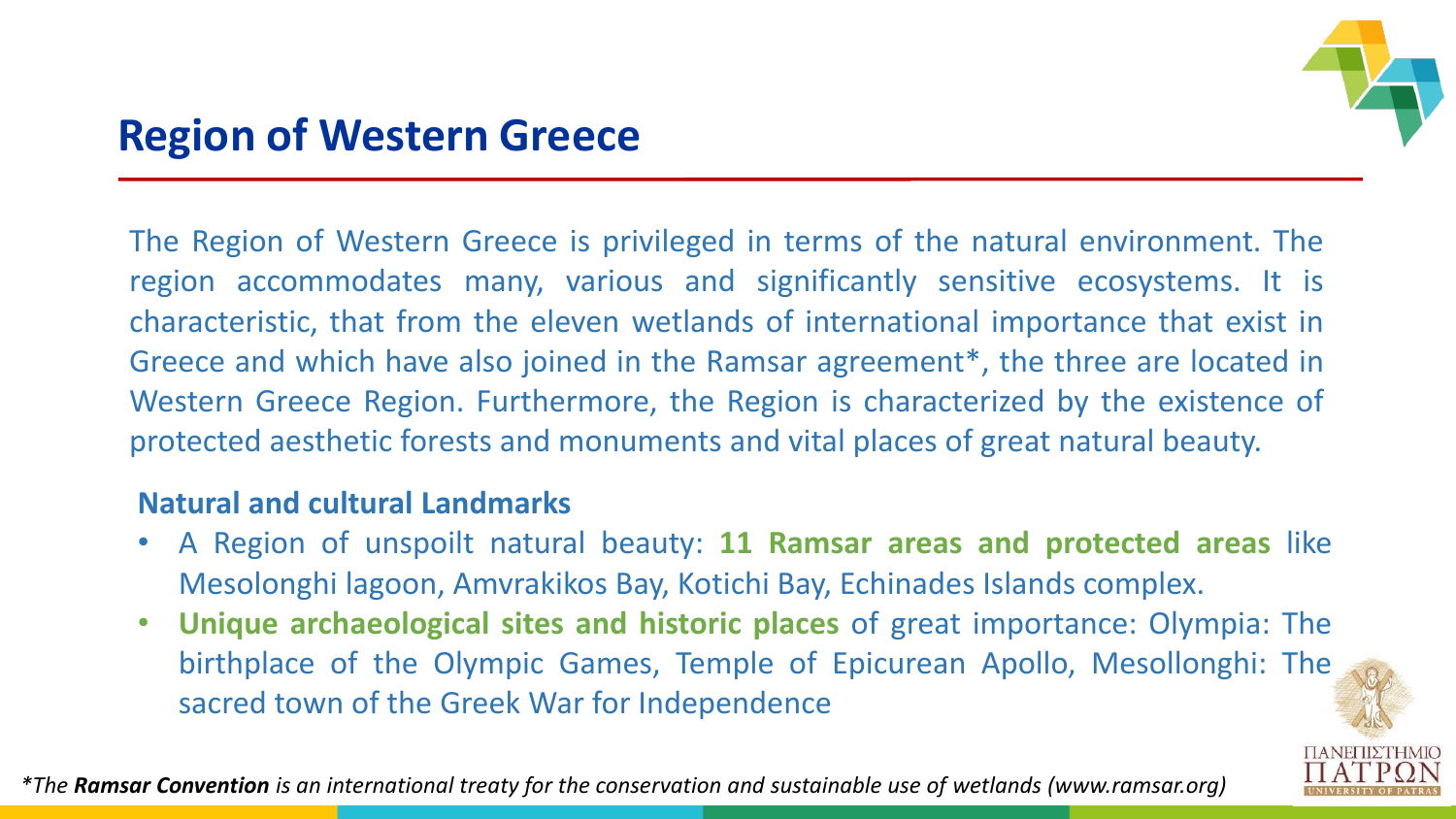# Region of Western Greece

The Region of Western Greece is privileged in terms of the natural environment. The region accommodates many, various and significantly sensitive ecosystems. It is characteristic, that from the eleven wetlands of international importance that exist in Greece and which have also joined in the Ramsar agreement*, the three are located in Western Greece Region. Furthermore, the Region is characterized by the existence of protected aesthetic forests and monuments and vital places of great natural beauty.

**Natural and cultural Landmarks**

- A Region of unspoilt natural beauty: **11 Ramsar areas and protected areas** like Mesolonghi lagoon, Amvrakikos Bay, Kotichi Bay, Echinades Islands complex.
- **Unique archaeological sites and historic places** of great importance: Olympia: The birthplace of the Olympic Games, Temple of Epicurean Apollo, Mesollonghi: The sacred town of the Greek War for Independence

**The Ramsar Convention* *is an international treaty for the conservation and sustainable use of wetlands (www.ramsar.org)*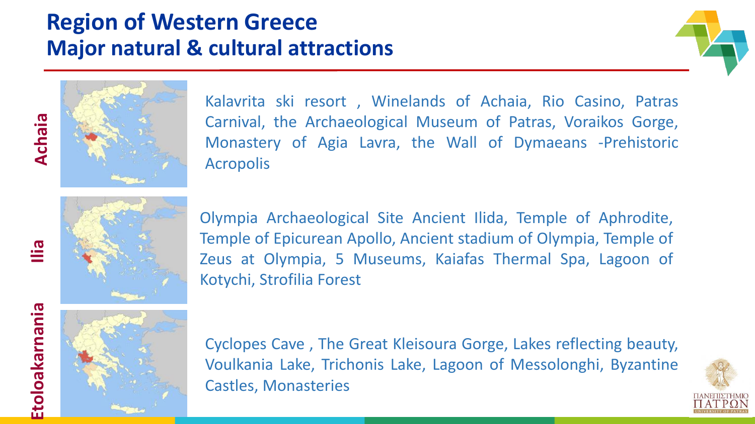# Region of Western Greece
# Major natural & cultural attractions

## Achaia

Kalavrita ski resort , Winelands of Achaia, Rio Casino, Patras Carnival, the Archaeological Museum of Patras, Voraikos Gorge, Monastery of Agia Lavra, the Wall of Dymaeans -Prehistoric Acropolis

## Ilia

Olympia Archaeological Site Ancient Ilida, Temple of Aphrodite, Temple of Epicurean Apollo, Ancient stadium of Olympia, Temple of Zeus at Olympia, 5 Museums, Kaiafas Thermal Spa, Lagoon of Kotychi, Strofilia Forest

## Etoloakarnania

Cyclopes Cave , The Great Kleisoura Gorge, Lakes reflecting beauty, Voulkania Lake, Trichonis Lake, Lagoon of Messolonghi, Byzantine Castles, Monasteries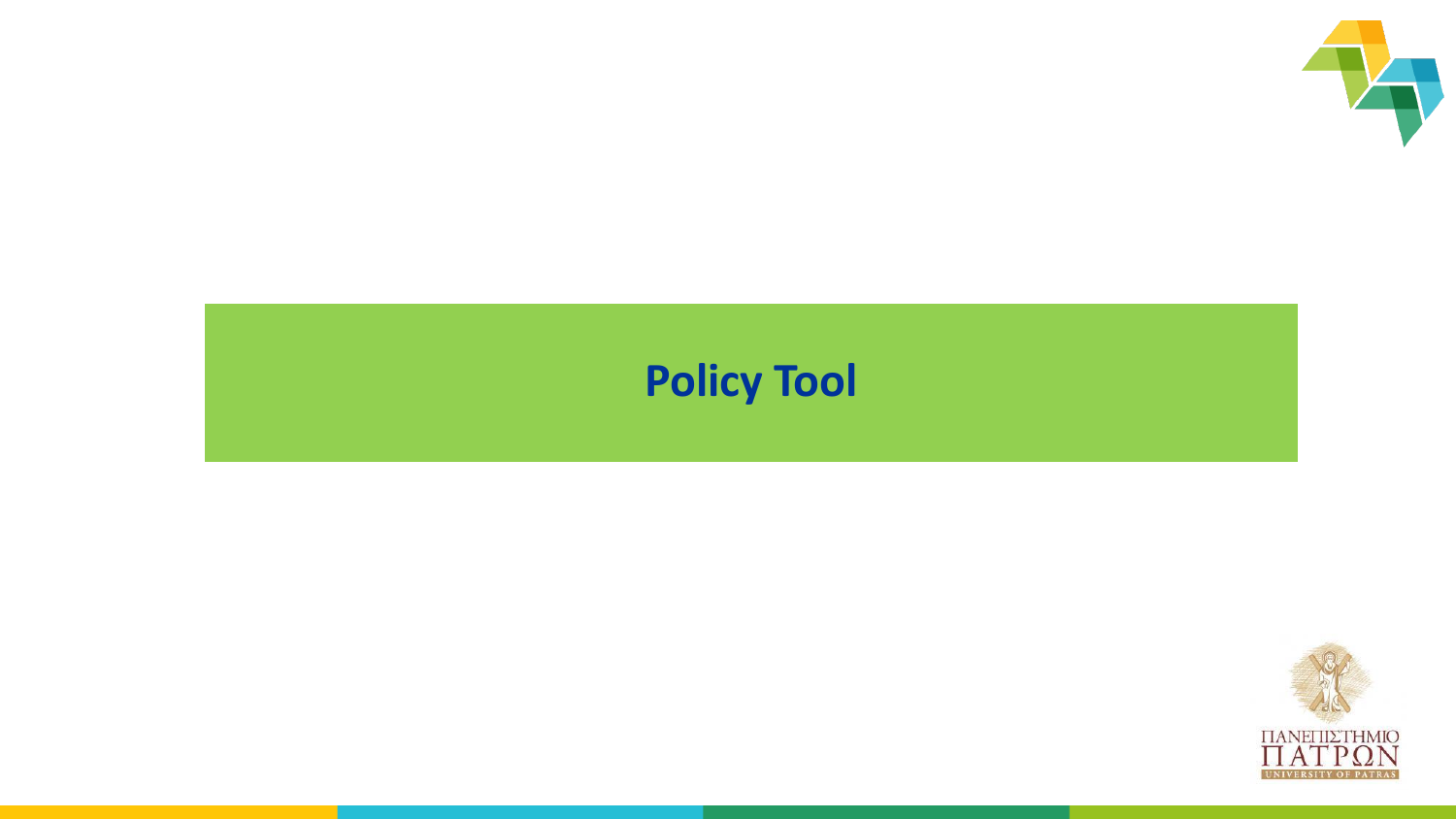# Policy Tool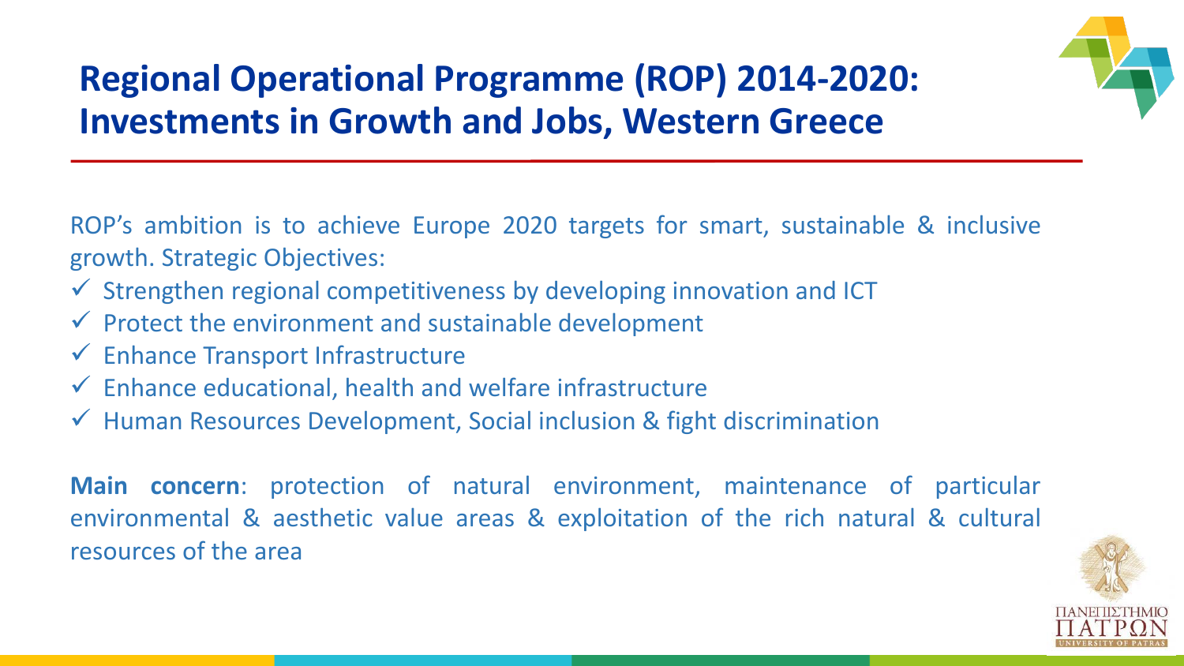# Regional Operational Programme (ROP) 2014-2020: Investments in Growth and Jobs, Western Greece

ROP's ambition is to achieve Europe 2020 targets for smart, sustainable & inclusive growth. Strategic Objectives:

- ✓ Strengthen regional competitiveness by developing innovation and ICT
- ✓ Protect the environment and sustainable development
- ✓ Enhance Transport Infrastructure
- ✓ Enhance educational, health and welfare infrastructure
- ✓ Human Resources Development, Social inclusion & fight discrimination

**Main concern**: protection of natural environment, maintenance of particular environmental & aesthetic value areas & exploitation of the rich natural & cultural resources of the area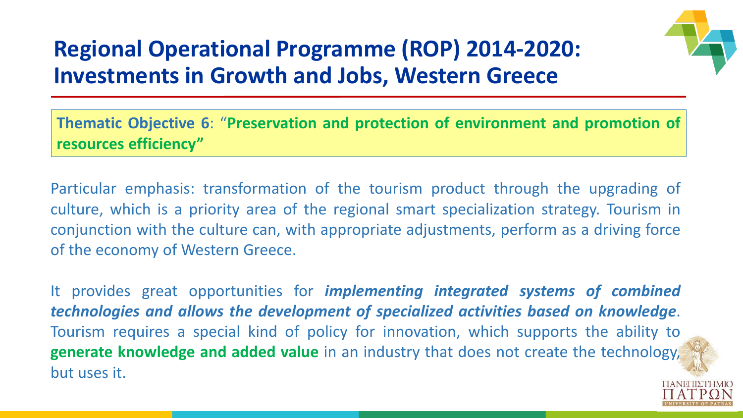# Regional Operational Programme (ROP) 2014-2020: Investments in Growth and Jobs, Western Greece

**Thematic Objective 6**: "**Preservation and protection of environment and promotion of resources efficiency"**

Particular emphasis: transformation of the tourism product through the upgrading of culture, which is a priority area of the regional smart specialization strategy. Tourism in conjunction with the culture can, with appropriate adjustments, perform as a driving force of the economy of Western Greece.

It provides great opportunities for ***implementing integrated systems of combined technologies and allows the development of specialized activities based on knowledge***. Tourism requires a special kind of policy for innovation, which supports the ability to **generate knowledge and added value** in an industry that does not create the technology, but uses it.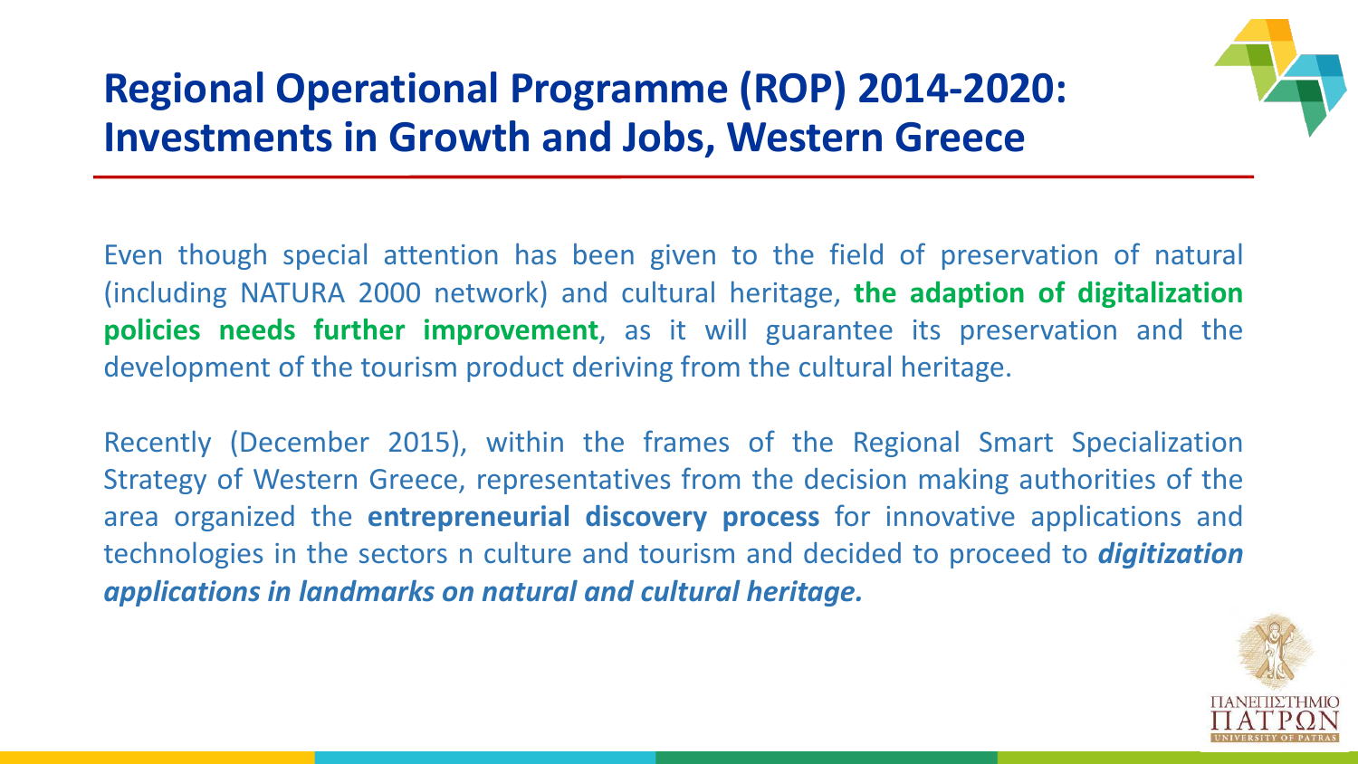## Regional Operational Programme (ROP) 2014-2020: Investments in Growth and Jobs, Western Greece

Even though special attention has been given to the field of preservation of natural (including NATURA 2000 network) and cultural heritage, **the adaption of digitalization policies needs further improvement**, as it will guarantee its preservation and the development of the tourism product deriving from the cultural heritage.

Recently (December 2015), within the frames of the Regional Smart Specialization Strategy of Western Greece, representatives from the decision making authorities of the area organized the **entrepreneurial discovery process** for innovative applications and technologies in the sectors n culture and tourism and decided to proceed to ***digitization applications in landmarks on natural and cultural heritage.***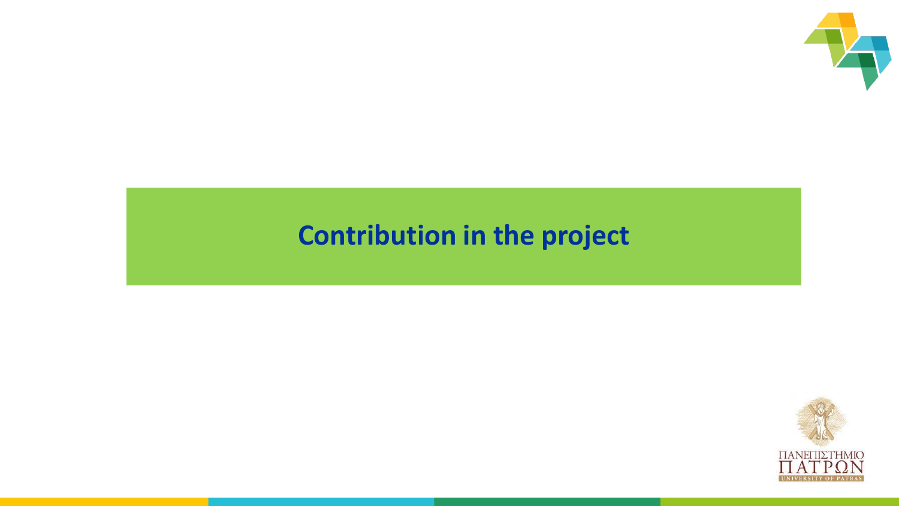# Contribution in the project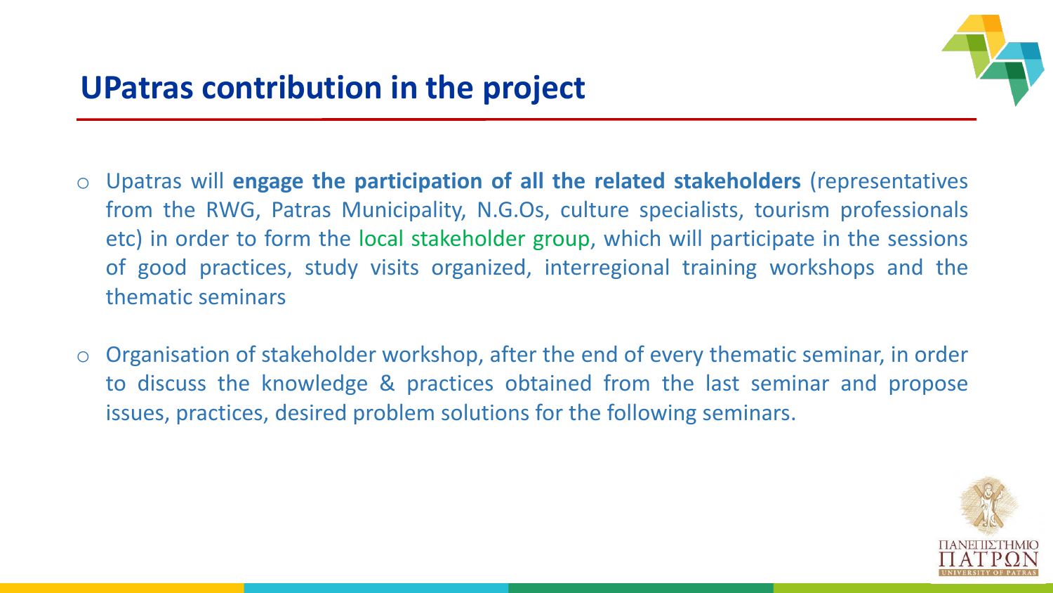## UPatras contribution in the project

- Upatras will **engage the participation of all the related stakeholders** (representatives from the RWG, Patras Municipality, N.G.Os, culture specialists, tourism professionals etc) in order to form the local stakeholder group, which will participate in the sessions of good practices, study visits organized, interregional training workshops and the thematic seminars
- Organisation of stakeholder workshop, after the end of every thematic seminar, in order to discuss the knowledge & practices obtained from the last seminar and propose issues, practices, desired problem solutions for the following seminars.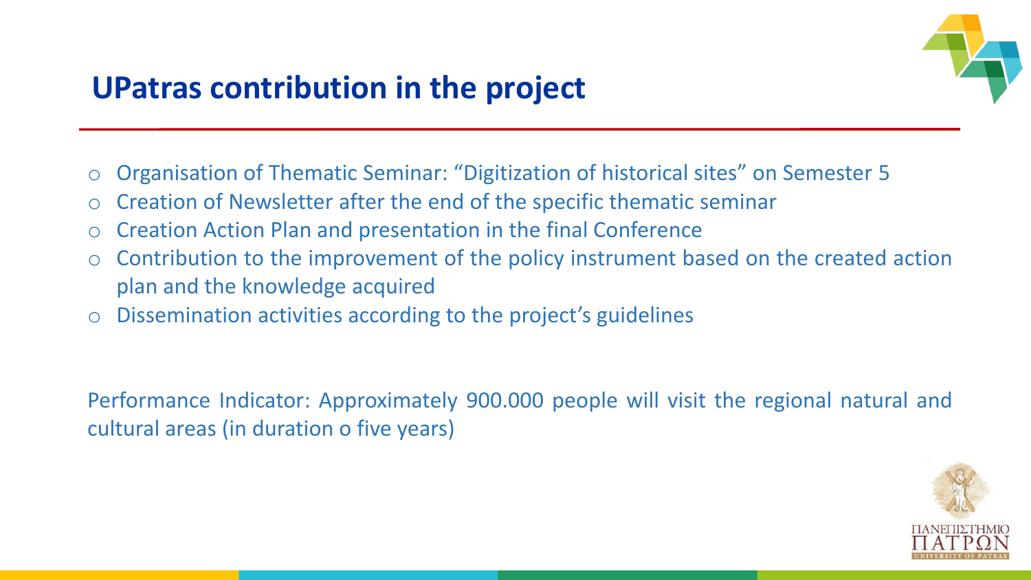## UPatras contribution in the project

- Organisation of Thematic Seminar: "Digitization of historical sites" on Semester 5
- Creation of Newsletter after the end of the specific thematic seminar
- Creation Action Plan and presentation in the final Conference
- Contribution to the improvement of the policy instrument based on the created action plan and the knowledge acquired
- Dissemination activities according to the project's guidelines

Performance Indicator: Approximately 900.000 people will visit the regional natural and cultural areas (in duration o five years)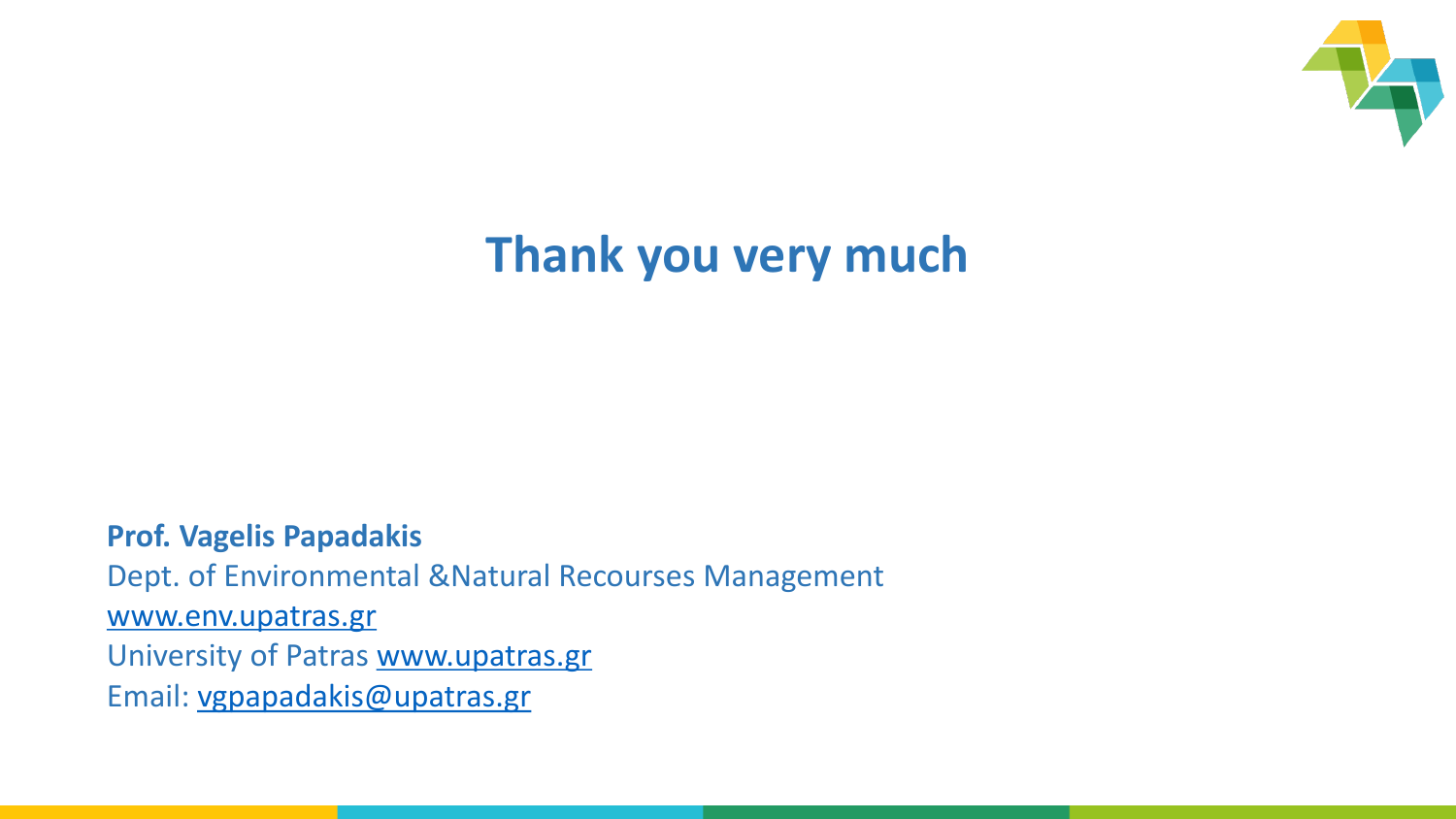# Thank you very much

**Prof. Vagelis Papadakis**
Dept. of Environmental &Natural Recourses Management
www.env.upatras.gr
University of Patras www.upatras.gr
Email: vgpapadakis@upatras.gr